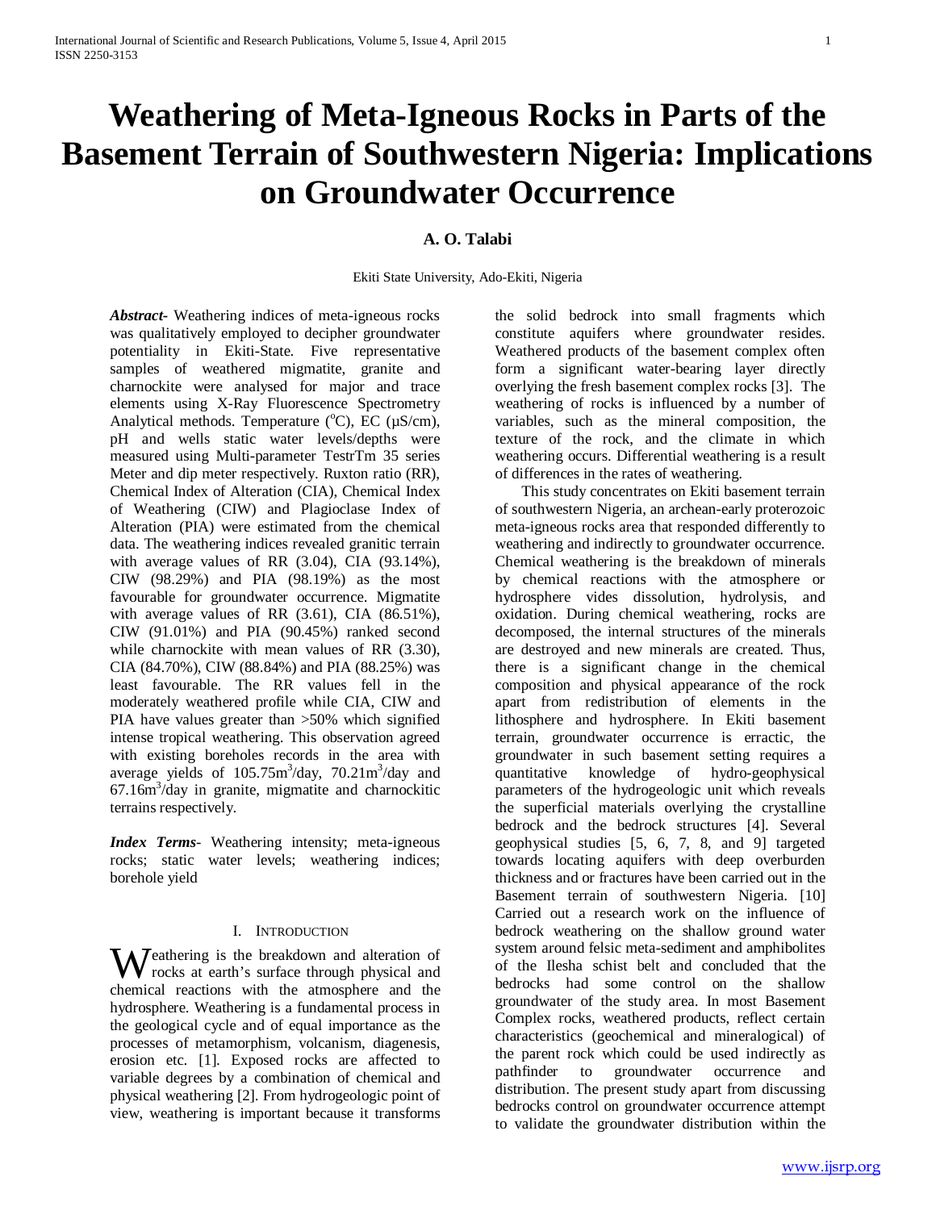# Weathering of Meta-Igneous Rocks in Parts of the Basement Terrain of Southwestern Nigeria: Implications on Groundwater Occurrence

**A. O. Talabi**

Ekiti State University, Ado-Ekiti, Nigeria

***Abstract*-** Weathering indices of meta-igneous rocks was qualitatively employed to decipher groundwater potentiality in Ekiti-State. Five representative samples of weathered migmatite, granite and charnockite were analysed for major and trace elements using X-Ray Fluorescence Spectrometry Analytical methods. Temperature ($^{o}$C), EC (µS/cm), pH and wells static water levels/depths were measured using Multi-parameter TestrTm 35 series Meter and dip meter respectively. Ruxton ratio (RR), Chemical Index of Alteration (CIA), Chemical Index of Weathering (CIW) and Plagioclase Index of Alteration (PIA) were estimated from the chemical data. The weathering indices revealed granitic terrain with average values of RR (3.04), CIA (93.14%), CIW (98.29%) and PIA (98.19%) as the most favourable for groundwater occurrence. Migmatite with average values of RR (3.61), CIA (86.51%), CIW (91.01%) and PIA (90.45%) ranked second while charnockite with mean values of RR (3.30), CIA (84.70%), CIW (88.84%) and PIA (88.25%) was least favourable. The RR values fell in the moderately weathered profile while CIA, CIW and PIA have values greater than >50% which signified intense tropical weathering. This observation agreed with existing boreholes records in the area with average yields of 105.75m$^3$/day, 70.21m$^3$/day and 67.16m$^3$/day in granite, migmatite and charnockitic terrains respectively.

***Index Terms*-** Weathering intensity; meta-igneous rocks; static water levels; weathering indices; borehole yield

## I. Introduction

Weathering is the breakdown and alteration of rocks at earth's surface through physical and chemical reactions with the atmosphere and the hydrosphere. Weathering is a fundamental process in the geological cycle and of equal importance as the processes of metamorphism, volcanism, diagenesis, erosion etc. [1]. Exposed rocks are affected to variable degrees by a combination of chemical and physical weathering [2]. From hydrogeologic point of view, weathering is important because it transforms the solid bedrock into small fragments which constitute aquifers where groundwater resides. Weathered products of the basement complex often form a significant water-bearing layer directly overlying the fresh basement complex rocks [3]. The weathering of rocks is influenced by a number of variables, such as the mineral composition, the texture of the rock, and the climate in which weathering occurs. Differential weathering is a result of differences in the rates of weathering.

This study concentrates on Ekiti basement terrain of southwestern Nigeria, an archean-early proterozoic meta-igneous rocks area that responded differently to weathering and indirectly to groundwater occurrence. Chemical weathering is the breakdown of minerals by chemical reactions with the atmosphere or hydrosphere vides dissolution, hydrolysis, and oxidation. During chemical weathering, rocks are decomposed, the internal structures of the minerals are destroyed and new minerals are created. Thus, there is a significant change in the chemical composition and physical appearance of the rock apart from redistribution of elements in the lithosphere and hydrosphere. In Ekiti basement terrain, groundwater occurrence is erractic, the groundwater in such basement setting requires a quantitative knowledge of hydro-geophysical parameters of the hydrogeologic unit which reveals the superficial materials overlying the crystalline bedrock and the bedrock structures [4]. Several geophysical studies [5, 6, 7, 8, and 9] targeted towards locating aquifers with deep overburden thickness and or fractures have been carried out in the Basement terrain of southwestern Nigeria. [10] Carried out a research work on the influence of bedrock weathering on the shallow ground water system around felsic meta-sediment and amphibolites of the Ilesha schist belt and concluded that the bedrocks had some control on the shallow groundwater of the study area. In most Basement Complex rocks, weathered products, reflect certain characteristics (geochemical and mineralogical) of the parent rock which could be used indirectly as pathfinder to groundwater occurrence and distribution. The present study apart from discussing bedrocks control on groundwater occurrence attempt to validate the groundwater distribution within the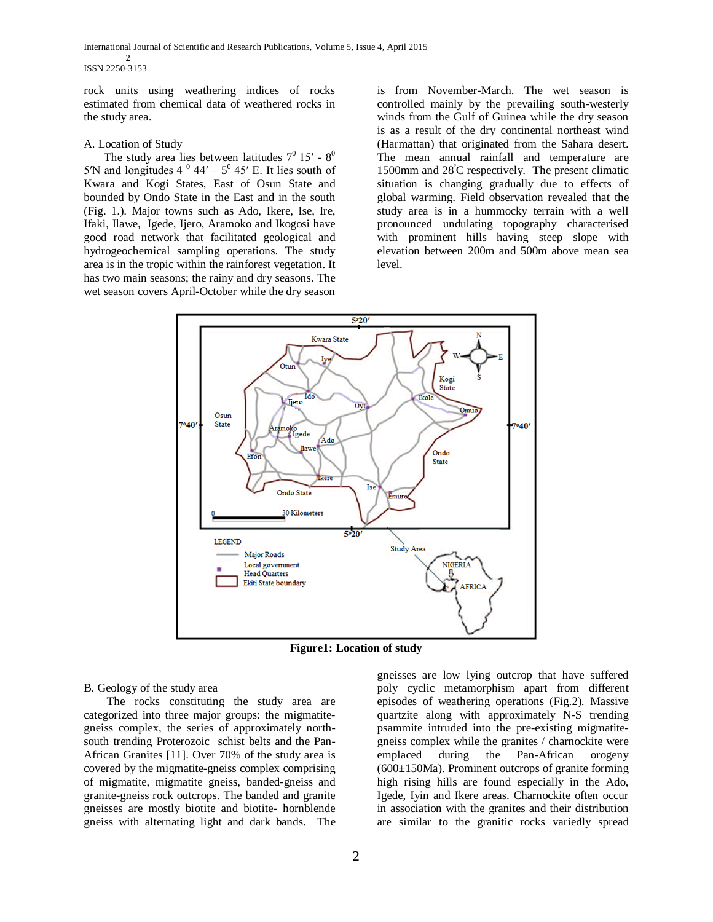rock units using weathering indices of rocks estimated from chemical data of weathered rocks in the study area.

### A. Location of Study

The study area lies between latitudes $7^0$ 15′ - $8^0$ 5′N and longitudes $4^0$ 44′ – $5^0$ 45′ E. It lies south of Kwara and Kogi States, East of Osun State and bounded by Ondo State in the East and in the south (Fig. 1.). Major towns such as Ado, Ikere, Ise, Ire, Ifaki, Ilawe, Igede, Ijero, Aramoko and Ikogosi have good road network that facilitated geological and hydrogeochemical sampling operations. The study area is in the tropic within the rainforest vegetation. It has two main seasons; the rainy and dry seasons. The wet season covers April-October while the dry season is from November-March. The wet season is controlled mainly by the prevailing south-westerly winds from the Gulf of Guinea while the dry season is as a result of the dry continental northeast wind (Harmattan) that originated from the Sahara desert. The mean annual rainfall and temperature are 1500mm and 28°C respectively. The present climatic situation is changing gradually due to effects of global warming. Field observation revealed that the study area is in a hummocky terrain with a well pronounced undulating topography characterised with prominent hills having steep slope with elevation between 200m and 500m above mean sea level.

**Figure1: Location of study**

### B. Geology of the study area

The rocks constituting the study area are categorized into three major groups: the migmatite-gneiss complex, the series of approximately north-south trending Proterozoic schist belts and the Pan-African Granites [11]. Over 70% of the study area is covered by the migmatite-gneiss complex comprising of migmatite, migmatite gneiss, banded-gneiss and granite-gneiss rock outcrops. The banded and granite gneisses are mostly biotite and biotite- hornblende gneiss with alternating light and dark bands. The gneisses are low lying outcrop that have suffered poly cyclic metamorphism apart from different episodes of weathering operations (Fig.2). Massive quartzite along with approximately N-S trending psammite intruded into the pre-existing migmatite-gneiss complex while the granites / charnockite were emplaced during the Pan-African orogeny (600±150Ma). Prominent outcrops of granite forming high rising hills are found especially in the Ado, Igede, Iyin and Ikere areas. Charnockite often occur in association with the granites and their distribution are similar to the granitic rocks variedly spread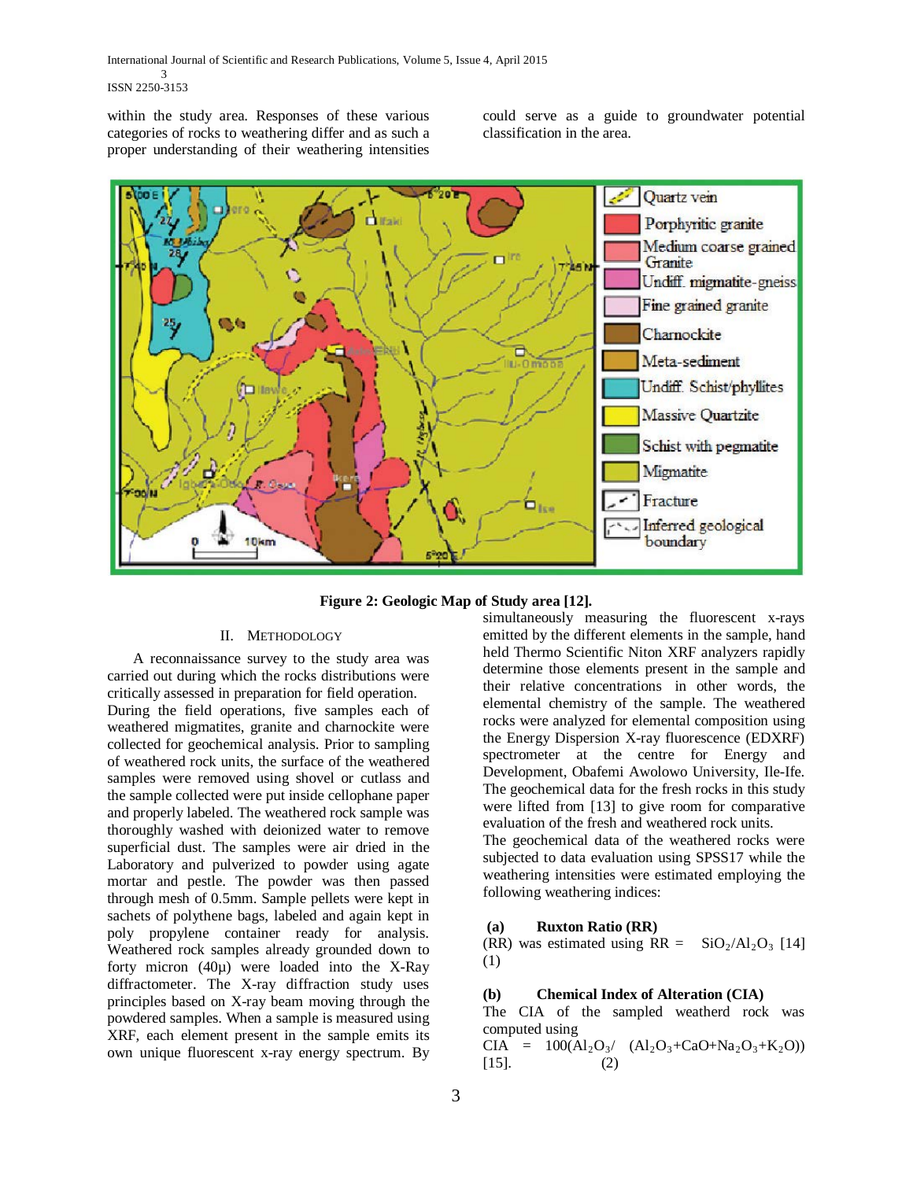within the study area. Responses of these various categories of rocks to weathering differ and as such a proper understanding of their weathering intensities could serve as a guide to groundwater potential classification in the area.

Figure 2: Geologic Map of Study area [12].

## II. Methodology

A reconnaissance survey to the study area was carried out during which the rocks distributions were critically assessed in preparation for field operation.

During the field operations, five samples each of weathered migmatites, granite and charnockite were collected for geochemical analysis. Prior to sampling of weathered rock units, the surface of the weathered samples were removed using shovel or cutlass and the sample collected were put inside cellophane paper and properly labeled. The weathered rock sample was thoroughly washed with deionized water to remove superficial dust. The samples were air dried in the Laboratory and pulverized to powder using agate mortar and pestle. The powder was then passed through mesh of 0.5mm. Sample pellets were kept in sachets of polythene bags, labeled and again kept in poly propylene container ready for analysis. Weathered rock samples already grounded down to forty micron (40µ) were loaded into the X-Ray diffractometer. The X-ray diffraction study uses principles based on X-ray beam moving through the powdered samples. When a sample is measured using XRF, each element present in the sample emits its own unique fluorescent x-ray energy spectrum. By simultaneously measuring the fluorescent x-rays emitted by the different elements in the sample, hand held Thermo Scientific Niton XRF analyzers rapidly determine those elements present in the sample and their relative concentrations in other words, the elemental chemistry of the sample. The weathered rocks were analyzed for elemental composition using the Energy Dispersion X-ray fluorescence (EDXRF) spectrometer at the centre for Energy and Development, Obafemi Awolowo University, Ile-Ife. The geochemical data for the fresh rocks in this study were lifted from [13] to give room for comparative evaluation of the fresh and weathered rock units.

The geochemical data of the weathered rocks were subjected to data evaluation using SPSS17 while the weathering intensities were estimated employing the following weathering indices:

**(a) Ruxton Ratio (RR)**

(RR) was estimated using RR = $SiO_2/Al_2O_3$ [14] (1)

**(b) Chemical Index of Alteration (CIA)**

The CIA of the sampled weatherd rock was computed using

CIA = $100(Al_2O_3/\ (Al_2O_3+CaO+Na_2O_3+K_2O))$ [15]. (2)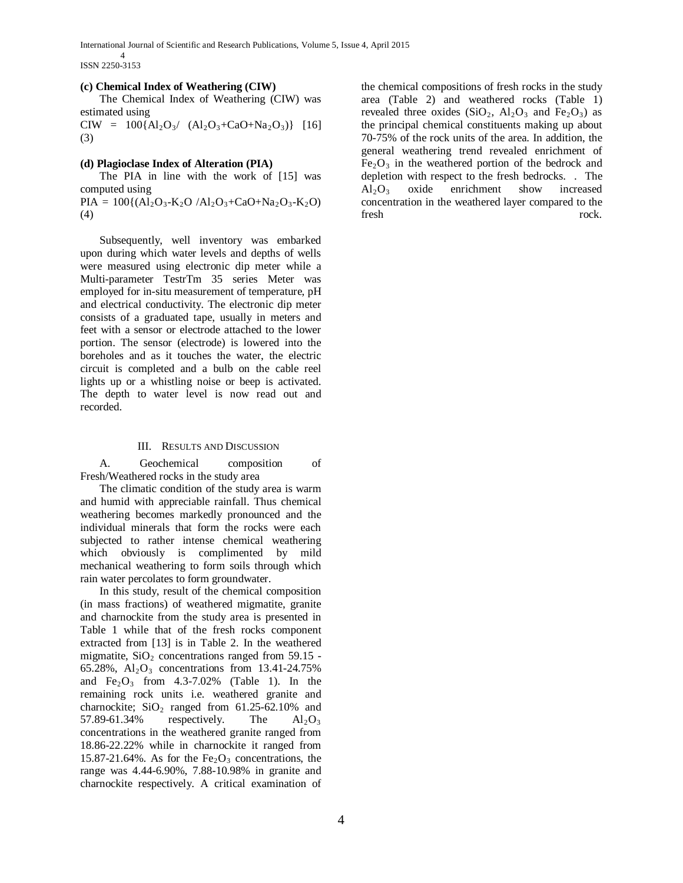**(c) Chemical Index of Weathering (CIW)**

The Chemical Index of Weathering (CIW) was estimated using

$CIW = 100\{Al_2O_3/ (Al_2O_3+CaO+Na_2O_3)\}$ [16] (3)

**(d) Plagioclase Index of Alteration (PIA)**

The PIA in line with the work of [15] was computed using

$PIA = 100\{(Al_2O_3-K_2O /Al_2O_3+CaO+Na_2O_3-K_2O)$ (4)

Subsequently, well inventory was embarked upon during which water levels and depths of wells were measured using electronic dip meter while a Multi-parameter TestrTm 35 series Meter was employed for in-situ measurement of temperature, pH and electrical conductivity. The electronic dip meter consists of a graduated tape, usually in meters and feet with a sensor or electrode attached to the lower portion. The sensor (electrode) is lowered into the boreholes and as it touches the water, the electric circuit is completed and a bulb on the cable reel lights up or a whistling noise or beep is activated. The depth to water level is now read out and recorded.

## III. Results and Discussion

A. Geochemical composition of Fresh/Weathered rocks in the study area

The climatic condition of the study area is warm and humid with appreciable rainfall. Thus chemical weathering becomes markedly pronounced and the individual minerals that form the rocks were each subjected to rather intense chemical weathering which obviously is complimented by mild mechanical weathering to form soils through which rain water percolates to form groundwater.

In this study, result of the chemical composition (in mass fractions) of weathered migmatite, granite and charnockite from the study area is presented in Table 1 while that of the fresh rocks component extracted from [13] is in Table 2. In the weathered migmatite, $SiO_2$ concentrations ranged from 59.15 - 65.28%, $Al_2O_3$ concentrations from 13.41-24.75% and $Fe_2O_3$ from 4.3-7.02% (Table 1). In the remaining rock units i.e. weathered granite and charnockite; $SiO_2$ ranged from 61.25-62.10% and 57.89-61.34% respectively. The $Al_2O_3$ concentrations in the weathered granite ranged from 18.86-22.22% while in charnockite it ranged from 15.87-21.64%. As for the $Fe_2O_3$ concentrations, the range was 4.44-6.90%, 7.88-10.98% in granite and charnockite respectively. A critical examination of the chemical compositions of fresh rocks in the study area (Table 2) and weathered rocks (Table 1) revealed three oxides ($SiO_2$, $Al_2O_3$ and $Fe_2O_3$) as the principal chemical constituents making up about 70-75% of the rock units of the area. In addition, the general weathering trend revealed enrichment of $Fe_2O_3$ in the weathered portion of the bedrock and depletion with respect to the fresh bedrocks. . The $Al_2O_3$ oxide enrichment show increased concentration in the weathered layer compared to the fresh rock.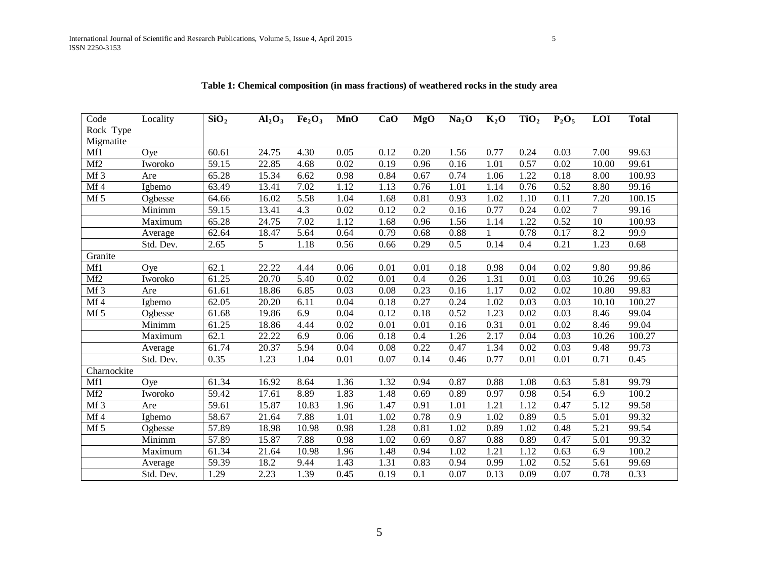**Table 1: Chemical composition (in mass fractions) of weathered rocks in the study area**

| Code Rock Type Migmatite | Locality | $SiO_2$ | $Al_2O_3$ | $Fe_2O_3$ | MnO | CaO | MgO | $Na_2O$ | $K_2O$ | $TiO_2$ | $P_2O_5$ | LOI | Total |
|---|---|---|---|---|---|---|---|---|---|---|---|---|---|
| Mf1 | Oye | 60.61 | 24.75 | 4.30 | 0.05 | 0.12 | 0.20 | 1.56 | 0.77 | 0.24 | 0.03 | 7.00 | 99.63 |
| Mf2 | Iworoko | 59.15 | 22.85 | 4.68 | 0.02 | 0.19 | 0.96 | 0.16 | 1.01 | 0.57 | 0.02 | 10.00 | 99.61 |
| Mf 3 | Are | 65.28 | 15.34 | 6.62 | 0.98 | 0.84 | 0.67 | 0.74 | 1.06 | 1.22 | 0.18 | 8.00 | 100.93 |
| Mf 4 | Igbemo | 63.49 | 13.41 | 7.02 | 1.12 | 1.13 | 0.76 | 1.01 | 1.14 | 0.76 | 0.52 | 8.80 | 99.16 |
| Mf 5 | Ogbesse | 64.66 | 16.02 | 5.58 | 1.04 | 1.68 | 0.81 | 0.93 | 1.02 | 1.10 | 0.11 | 7.20 | 100.15 |
| | Minimm | 59.15 | 13.41 | 4.3 | 0.02 | 0.12 | 0.2 | 0.16 | 0.77 | 0.24 | 0.02 | 7 | 99.16 |
| | Maximum | 65.28 | 24.75 | 7.02 | 1.12 | 1.68 | 0.96 | 1.56 | 1.14 | 1.22 | 0.52 | 10 | 100.93 |
| | Average | 62.64 | 18.47 | 5.64 | 0.64 | 0.79 | 0.68 | 0.88 | 1 | 0.78 | 0.17 | 8.2 | 99.9 |
| | Std. Dev. | 2.65 | 5 | 1.18 | 0.56 | 0.66 | 0.29 | 0.5 | 0.14 | 0.4 | 0.21 | 1.23 | 0.68 |
| Granite | | | | | | | | | | | | | |
| Mf1 | Oye | 62.1 | 22.22 | 4.44 | 0.06 | 0.01 | 0.01 | 0.18 | 0.98 | 0.04 | 0.02 | 9.80 | 99.86 |
| Mf2 | Iworoko | 61.25 | 20.70 | 5.40 | 0.02 | 0.01 | 0.4 | 0.26 | 1.31 | 0.01 | 0.03 | 10.26 | 99.65 |
| Mf 3 | Are | 61.61 | 18.86 | 6.85 | 0.03 | 0.08 | 0.23 | 0.16 | 1.17 | 0.02 | 0.02 | 10.80 | 99.83 |
| Mf 4 | Igbemo | 62.05 | 20.20 | 6.11 | 0.04 | 0.18 | 0.27 | 0.24 | 1.02 | 0.03 | 0.03 | 10.10 | 100.27 |
| Mf 5 | Ogbesse | 61.68 | 19.86 | 6.9 | 0.04 | 0.12 | 0.18 | 0.52 | 1.23 | 0.02 | 0.03 | 8.46 | 99.04 |
| | Minimm | 61.25 | 18.86 | 4.44 | 0.02 | 0.01 | 0.01 | 0.16 | 0.31 | 0.01 | 0.02 | 8.46 | 99.04 |
| | Maximum | 62.1 | 22.22 | 6.9 | 0.06 | 0.18 | 0.4 | 1.26 | 2.17 | 0.04 | 0.03 | 10.26 | 100.27 |
| | Average | 61.74 | 20.37 | 5.94 | 0.04 | 0.08 | 0.22 | 0.47 | 1.34 | 0.02 | 0.03 | 9.48 | 99.73 |
| | Std. Dev. | 0.35 | 1.23 | 1.04 | 0.01 | 0.07 | 0.14 | 0.46 | 0.77 | 0.01 | 0.01 | 0.71 | 0.45 |
| Charnockite | | | | | | | | | | | | | |
| Mf1 | Oye | 61.34 | 16.92 | 8.64 | 1.36 | 1.32 | 0.94 | 0.87 | 0.88 | 1.08 | 0.63 | 5.81 | 99.79 |
| Mf2 | Iworoko | 59.42 | 17.61 | 8.89 | 1.83 | 1.48 | 0.69 | 0.89 | 0.97 | 0.98 | 0.54 | 6.9 | 100.2 |
| Mf 3 | Are | 59.61 | 15.87 | 10.83 | 1.96 | 1.47 | 0.91 | 1.01 | 1.21 | 1.12 | 0.47 | 5.12 | 99.58 |
| Mf 4 | Igbemo | 58.67 | 21.64 | 7.88 | 1.01 | 1.02 | 0.78 | 0.9 | 1.02 | 0.89 | 0.5 | 5.01 | 99.32 |
| Mf 5 | Ogbesse | 57.89 | 18.98 | 10.98 | 0.98 | 1.28 | 0.81 | 1.02 | 0.89 | 1.02 | 0.48 | 5.21 | 99.54 |
| | Minimm | 57.89 | 15.87 | 7.88 | 0.98 | 1.02 | 0.69 | 0.87 | 0.88 | 0.89 | 0.47 | 5.01 | 99.32 |
| | Maximum | 61.34 | 21.64 | 10.98 | 1.96 | 1.48 | 0.94 | 1.02 | 1.21 | 1.12 | 0.63 | 6.9 | 100.2 |
| | Average | 59.39 | 18.2 | 9.44 | 1.43 | 1.31 | 0.83 | 0.94 | 0.99 | 1.02 | 0.52 | 5.61 | 99.69 |
| | Std. Dev. | 1.29 | 2.23 | 1.39 | 0.45 | 0.19 | 0.1 | 0.07 | 0.13 | 0.09 | 0.07 | 0.78 | 0.33 |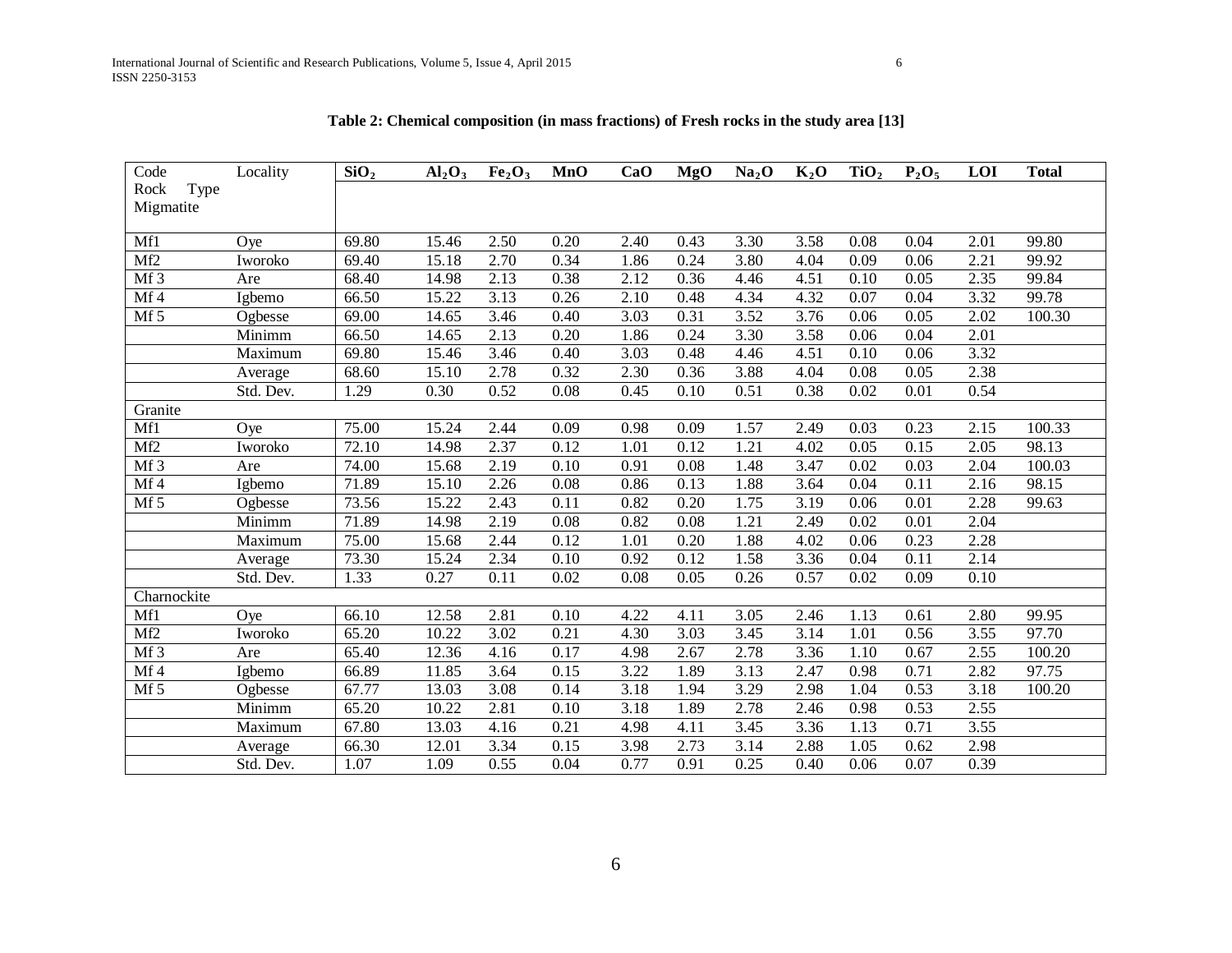**Table 2: Chemical composition (in mass fractions) of Fresh rocks in the study area [13]**

| Code | Locality | $SiO_2$ | $Al_2O_3$ | $Fe_2O_3$ | MnO | CaO | MgO | $Na_2O$ | $K_2O$ | $TiO_2$ | $P_2O_5$ | LOI | Total |
|---|---|---|---|---|---|---|---|---|---|---|---|---|---|
| Rock Type Migmatite | | | | | | | | | | | | | |
| Mf1 | Oye | 69.80 | 15.46 | 2.50 | 0.20 | 2.40 | 0.43 | 3.30 | 3.58 | 0.08 | 0.04 | 2.01 | 99.80 |
| Mf2 | Iworoko | 69.40 | 15.18 | 2.70 | 0.34 | 1.86 | 0.24 | 3.80 | 4.04 | 0.09 | 0.06 | 2.21 | 99.92 |
| Mf 3 | Are | 68.40 | 14.98 | 2.13 | 0.38 | 2.12 | 0.36 | 4.46 | 4.51 | 0.10 | 0.05 | 2.35 | 99.84 |
| Mf 4 | Igbemo | 66.50 | 15.22 | 3.13 | 0.26 | 2.10 | 0.48 | 4.34 | 4.32 | 0.07 | 0.04 | 3.32 | 99.78 |
| Mf 5 | Ogbesse | 69.00 | 14.65 | 3.46 | 0.40 | 3.03 | 0.31 | 3.52 | 3.76 | 0.06 | 0.05 | 2.02 | 100.30 |
| | Minimm | 66.50 | 14.65 | 2.13 | 0.20 | 1.86 | 0.24 | 3.30 | 3.58 | 0.06 | 0.04 | 2.01 | |
| | Maximum | 69.80 | 15.46 | 3.46 | 0.40 | 3.03 | 0.48 | 4.46 | 4.51 | 0.10 | 0.06 | 3.32 | |
| | Average | 68.60 | 15.10 | 2.78 | 0.32 | 2.30 | 0.36 | 3.88 | 4.04 | 0.08 | 0.05 | 2.38 | |
| | Std. Dev. | 1.29 | 0.30 | 0.52 | 0.08 | 0.45 | 0.10 | 0.51 | 0.38 | 0.02 | 0.01 | 0.54 | |
| Granite | | | | | | | | | | | | | |
| Mf1 | Oye | 75.00 | 15.24 | 2.44 | 0.09 | 0.98 | 0.09 | 1.57 | 2.49 | 0.03 | 0.23 | 2.15 | 100.33 |
| Mf2 | Iworoko | 72.10 | 14.98 | 2.37 | 0.12 | 1.01 | 0.12 | 1.21 | 4.02 | 0.05 | 0.15 | 2.05 | 98.13 |
| Mf 3 | Are | 74.00 | 15.68 | 2.19 | 0.10 | 0.91 | 0.08 | 1.48 | 3.47 | 0.02 | 0.03 | 2.04 | 100.03 |
| Mf 4 | Igbemo | 71.89 | 15.10 | 2.26 | 0.08 | 0.86 | 0.13 | 1.88 | 3.64 | 0.04 | 0.11 | 2.16 | 98.15 |
| Mf 5 | Ogbesse | 73.56 | 15.22 | 2.43 | 0.11 | 0.82 | 0.20 | 1.75 | 3.19 | 0.06 | 0.01 | 2.28 | 99.63 |
| | Minimm | 71.89 | 14.98 | 2.19 | 0.08 | 0.82 | 0.08 | 1.21 | 2.49 | 0.02 | 0.01 | 2.04 | |
| | Maximum | 75.00 | 15.68 | 2.44 | 0.12 | 1.01 | 0.20 | 1.88 | 4.02 | 0.06 | 0.23 | 2.28 | |
| | Average | 73.30 | 15.24 | 2.34 | 0.10 | 0.92 | 0.12 | 1.58 | 3.36 | 0.04 | 0.11 | 2.14 | |
| | Std. Dev. | 1.33 | 0.27 | 0.11 | 0.02 | 0.08 | 0.05 | 0.26 | 0.57 | 0.02 | 0.09 | 0.10 | |
| Charnockite | | | | | | | | | | | | | |
| Mf1 | Oye | 66.10 | 12.58 | 2.81 | 0.10 | 4.22 | 4.11 | 3.05 | 2.46 | 1.13 | 0.61 | 2.80 | 99.95 |
| Mf2 | Iworoko | 65.20 | 10.22 | 3.02 | 0.21 | 4.30 | 3.03 | 3.45 | 3.14 | 1.01 | 0.56 | 3.55 | 97.70 |
| Mf 3 | Are | 65.40 | 12.36 | 4.16 | 0.17 | 4.98 | 2.67 | 2.78 | 3.36 | 1.10 | 0.67 | 2.55 | 100.20 |
| Mf 4 | Igbemo | 66.89 | 11.85 | 3.64 | 0.15 | 3.22 | 1.89 | 3.13 | 2.47 | 0.98 | 0.71 | 2.82 | 97.75 |
| Mf 5 | Ogbesse | 67.77 | 13.03 | 3.08 | 0.14 | 3.18 | 1.94 | 3.29 | 2.98 | 1.04 | 0.53 | 3.18 | 100.20 |
| | Minimm | 65.20 | 10.22 | 2.81 | 0.10 | 3.18 | 1.89 | 2.78 | 2.46 | 0.98 | 0.53 | 2.55 | |
| | Maximum | 67.80 | 13.03 | 4.16 | 0.21 | 4.98 | 4.11 | 3.45 | 3.36 | 1.13 | 0.71 | 3.55 | |
| | Average | 66.30 | 12.01 | 3.34 | 0.15 | 3.98 | 2.73 | 3.14 | 2.88 | 1.05 | 0.62 | 2.98 | |
| | Std. Dev. | 1.07 | 1.09 | 0.55 | 0.04 | 0.77 | 0.91 | 0.25 | 0.40 | 0.06 | 0.07 | 0.39 | |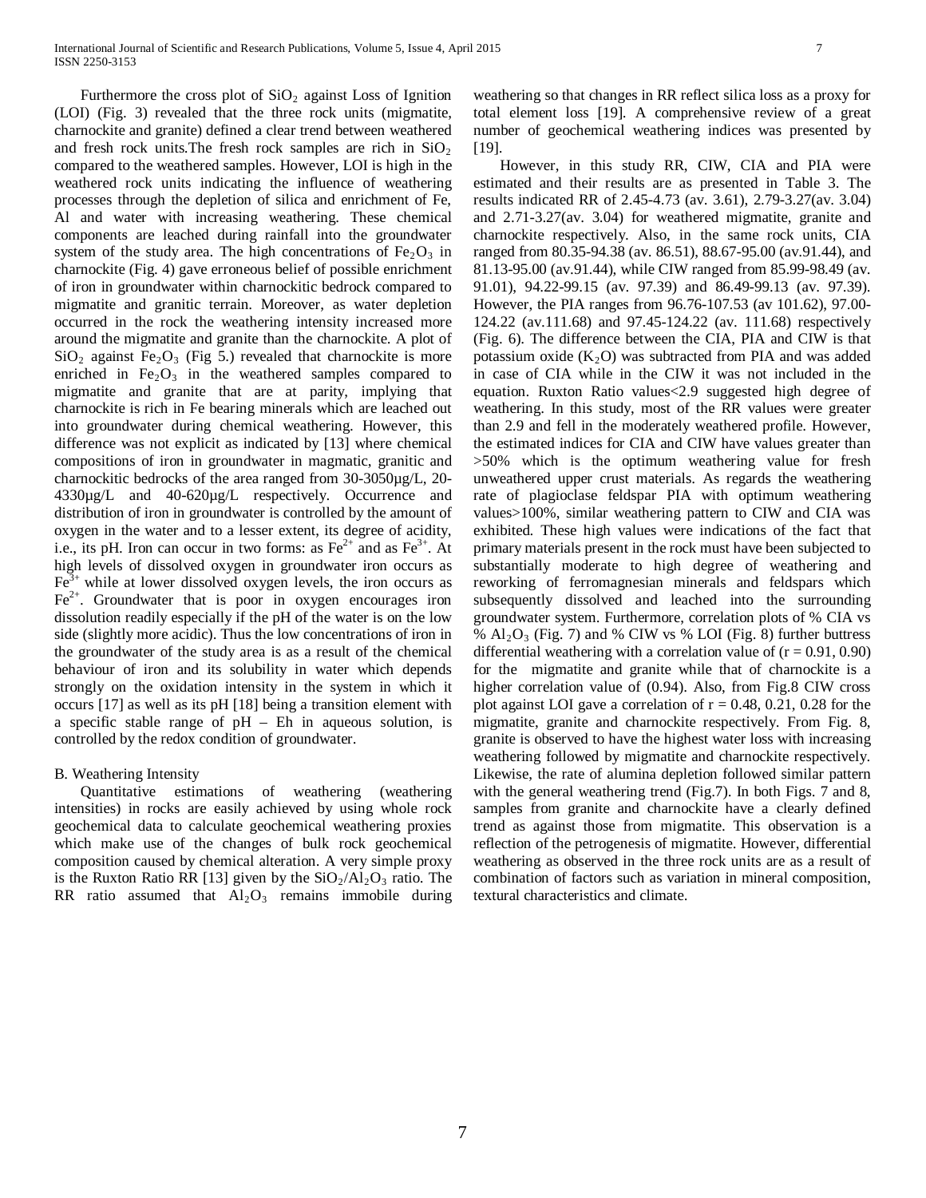Furthermore the cross plot of $SiO_2$ against Loss of Ignition (LOI) (Fig. 3) revealed that the three rock units (migmatite, charnockite and granite) defined a clear trend between weathered and fresh rock units.The fresh rock samples are rich in $SiO_2$ compared to the weathered samples. However, LOI is high in the weathered rock units indicating the influence of weathering processes through the depletion of silica and enrichment of Fe, Al and water with increasing weathering. These chemical components are leached during rainfall into the groundwater system of the study area. The high concentrations of $Fe_2O_3$ in charnockite (Fig. 4) gave erroneous belief of possible enrichment of iron in groundwater within charnockitic bedrock compared to migmatite and granitic terrain. Moreover, as water depletion occurred in the rock the weathering intensity increased more around the migmatite and granite than the charnockite. A plot of $SiO_2$ against $Fe_2O_3$ (Fig 5.) revealed that charnockite is more enriched in $Fe_2O_3$ in the weathered samples compared to migmatite and granite that are at parity, implying that charnockite is rich in Fe bearing minerals which are leached out into groundwater during chemical weathering. However, this difference was not explicit as indicated by [13] where chemical compositions of iron in groundwater in magmatic, granitic and charnockitic bedrocks of the area ranged from 30-3050µg/L, 20-4330µg/L and 40-620µg/L respectively. Occurrence and distribution of iron in groundwater is controlled by the amount of oxygen in the water and to a lesser extent, its degree of acidity, i.e., its pH. Iron can occur in two forms: as $Fe^{2+}$ and as $Fe^{3+}$. At high levels of dissolved oxygen in groundwater iron occurs as $Fe^{3+}$ while at lower dissolved oxygen levels, the iron occurs as $Fe^{2+}$. Groundwater that is poor in oxygen encourages iron dissolution readily especially if the pH of the water is on the low side (slightly more acidic). Thus the low concentrations of iron in the groundwater of the study area is as a result of the chemical behaviour of iron and its solubility in water which depends strongly on the oxidation intensity in the system in which it occurs [17] as well as its pH [18] being a transition element with a specific stable range of pH – Eh in aqueous solution, is controlled by the redox condition of groundwater.

B. Weathering Intensity

Quantitative estimations of weathering (weathering intensities) in rocks are easily achieved by using whole rock geochemical data to calculate geochemical weathering proxies which make use of the changes of bulk rock geochemical composition caused by chemical alteration. A very simple proxy is the Ruxton Ratio RR [13] given by the $SiO_2/Al_2O_3$ ratio. The RR ratio assumed that $Al_2O_3$ remains immobile during weathering so that changes in RR reflect silica loss as a proxy for total element loss [19]. A comprehensive review of a great number of geochemical weathering indices was presented by [19].

However, in this study RR, CIW, CIA and PIA were estimated and their results are as presented in Table 3. The results indicated RR of 2.45-4.73 (av. 3.61), 2.79-3.27(av. 3.04) and 2.71-3.27(av. 3.04) for weathered migmatite, granite and charnockite respectively. Also, in the same rock units, CIA ranged from 80.35-94.38 (av. 86.51), 88.67-95.00 (av.91.44), and 81.13-95.00 (av.91.44), while CIW ranged from 85.99-98.49 (av. 91.01), 94.22-99.15 (av. 97.39) and 86.49-99.13 (av. 97.39). However, the PIA ranges from 96.76-107.53 (av 101.62), 97.00-124.22 (av.111.68) and 97.45-124.22 (av. 111.68) respectively (Fig. 6). The difference between the CIA, PIA and CIW is that potassium oxide ($K_2O$) was subtracted from PIA and was added in case of CIA while in the CIW it was not included in the equation. Ruxton Ratio values<2.9 suggested high degree of weathering. In this study, most of the RR values were greater than 2.9 and fell in the moderately weathered profile. However, the estimated indices for CIA and CIW have values greater than >50% which is the optimum weathering value for fresh unweathered upper crust materials. As regards the weathering rate of plagioclase feldspar PIA with optimum weathering values>100%, similar weathering pattern to CIW and CIA was exhibited. These high values were indications of the fact that primary materials present in the rock must have been subjected to substantially moderate to high degree of weathering and reworking of ferromagnesian minerals and feldspars which subsequently dissolved and leached into the surrounding groundwater system. Furthermore, correlation plots of % CIA vs % $Al_2O_3$ (Fig. 7) and % CIW vs % LOI (Fig. 8) further buttress differential weathering with a correlation value of (r = 0.91, 0.90) for the migmatite and granite while that of charnockite is a higher correlation value of (0.94). Also, from Fig.8 CIW cross plot against LOI gave a correlation of r = 0.48, 0.21, 0.28 for the migmatite, granite and charnockite respectively. From Fig. 8, granite is observed to have the highest water loss with increasing weathering followed by migmatite and charnockite respectively. Likewise, the rate of alumina depletion followed similar pattern with the general weathering trend (Fig.7). In both Figs. 7 and 8, samples from granite and charnockite have a clearly defined trend as against those from migmatite. This observation is a reflection of the petrogenesis of migmatite. However, differential weathering as observed in the three rock units are as a result of combination of factors such as variation in mineral composition, textural characteristics and climate.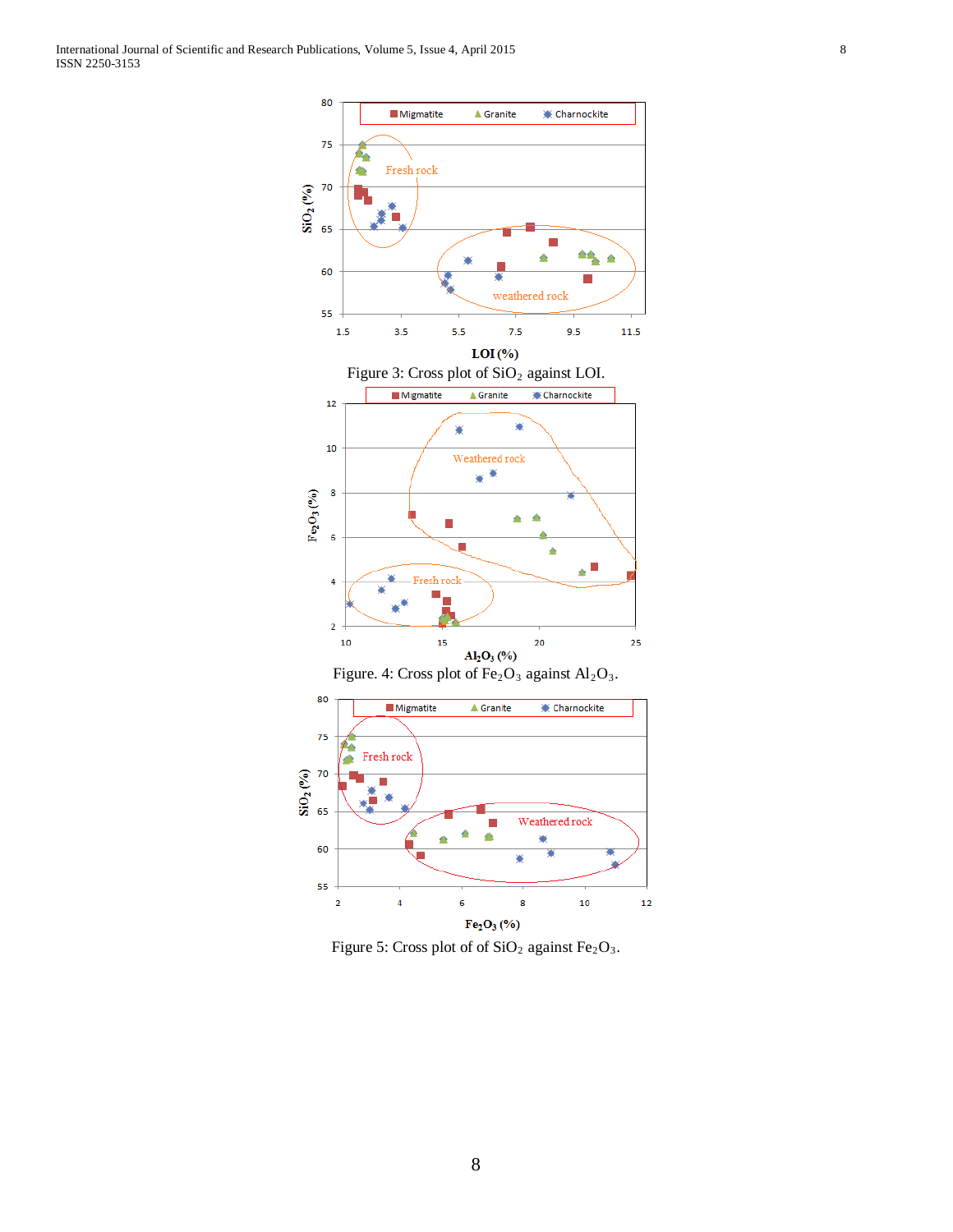Figure 3: Cross plot of $SiO_2$ against LOI.

Figure. 4: Cross plot of $Fe_2O_3$ against $Al_2O_3$.

Figure 5: Cross plot of of $SiO_2$ against $Fe_2O_3$.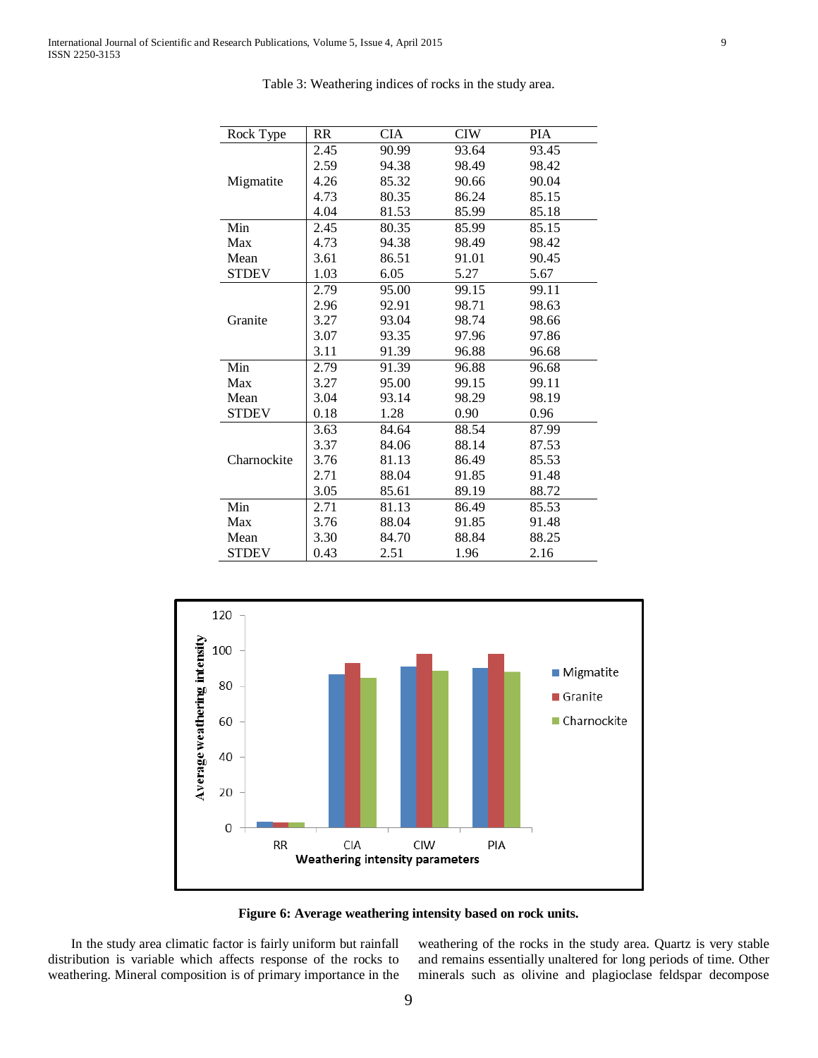Table 3: Weathering indices of rocks in the study area.

| Rock Type | RR | CIA | CIW | PIA |
|---|---|---|---|---|
| Migmatite | 2.45 | 90.99 | 93.64 | 93.45 |
| | 2.59 | 94.38 | 98.49 | 98.42 |
| | 4.26 | 85.32 | 90.66 | 90.04 |
| | 4.73 | 80.35 | 86.24 | 85.15 |
| | 4.04 | 81.53 | 85.99 | 85.18 |
| Min | 2.45 | 80.35 | 85.99 | 85.15 |
| Max | 4.73 | 94.38 | 98.49 | 98.42 |
| Mean | 3.61 | 86.51 | 91.01 | 90.45 |
| STDEV | 1.03 | 6.05 | 5.27 | 5.67 |
| Granite | 2.79 | 95.00 | 99.15 | 99.11 |
| | 2.96 | 92.91 | 98.71 | 98.63 |
| | 3.27 | 93.04 | 98.74 | 98.66 |
| | 3.07 | 93.35 | 97.96 | 97.86 |
| | 3.11 | 91.39 | 96.88 | 96.68 |
| Min | 2.79 | 91.39 | 96.88 | 96.68 |
| Max | 3.27 | 95.00 | 99.15 | 99.11 |
| Mean | 3.04 | 93.14 | 98.29 | 98.19 |
| STDEV | 0.18 | 1.28 | 0.90 | 0.96 |
| Charnockite | 3.63 | 84.64 | 88.54 | 87.99 |
| | 3.37 | 84.06 | 88.14 | 87.53 |
| | 3.76 | 81.13 | 86.49 | 85.53 |
| | 2.71 | 88.04 | 91.85 | 91.48 |
| | 3.05 | 85.61 | 89.19 | 88.72 |
| Min | 2.71 | 81.13 | 86.49 | 85.53 |
| Max | 3.76 | 88.04 | 91.85 | 91.48 |
| Mean | 3.30 | 84.70 | 88.84 | 88.25 |
| STDEV | 0.43 | 2.51 | 1.96 | 2.16 |

**Figure 6: Average weathering intensity based on rock units.**

In the study area climatic factor is fairly uniform but rainfall distribution is variable which affects response of the rocks to weathering. Mineral composition is of primary importance in the weathering of the rocks in the study area. Quartz is very stable and remains essentially unaltered for long periods of time. Other minerals such as olivine and plagioclase feldspar decompose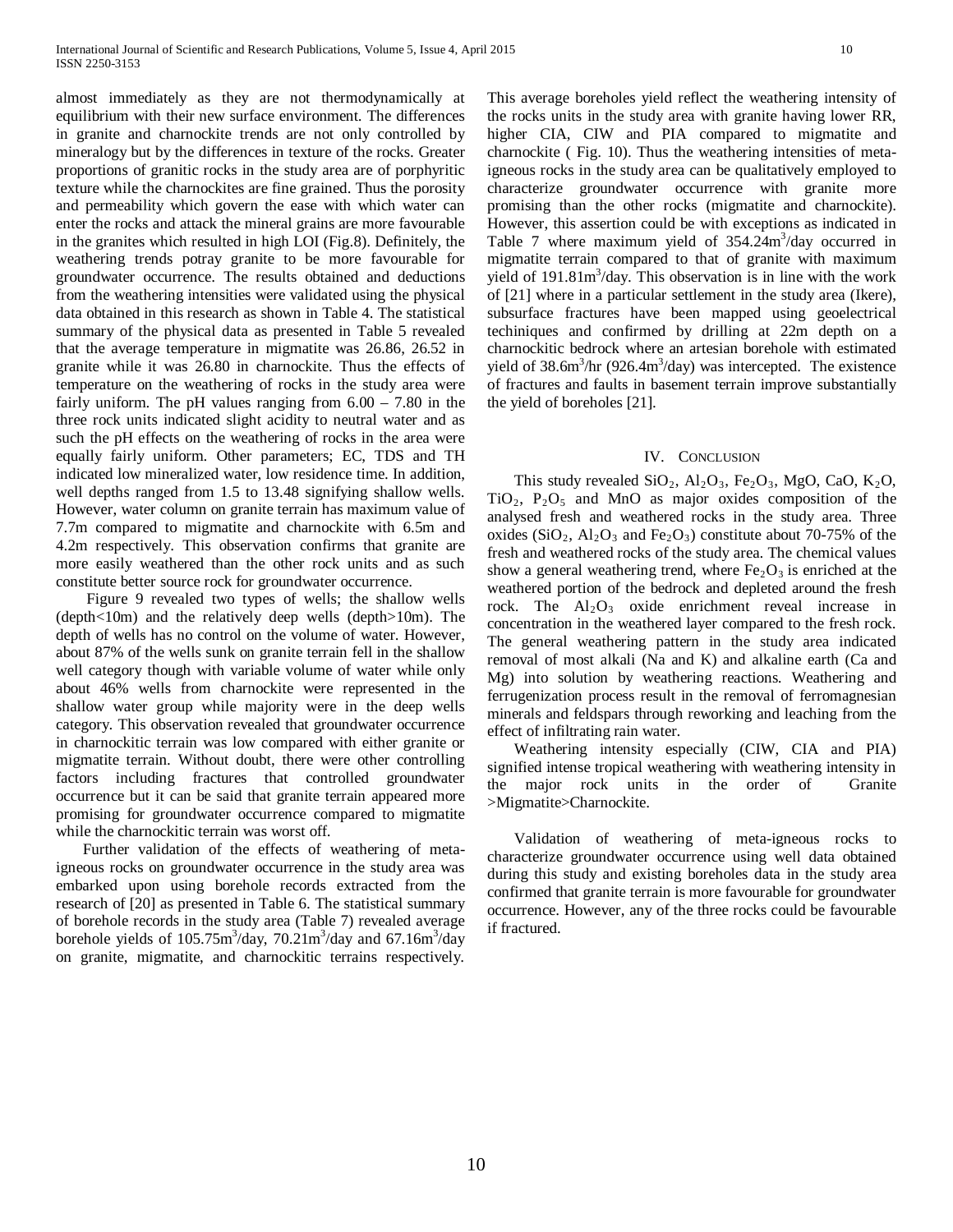almost immediately as they are not thermodynamically at equilibrium with their new surface environment. The differences in granite and charnockite trends are not only controlled by mineralogy but by the differences in texture of the rocks. Greater proportions of granitic rocks in the study area are of porphyritic texture while the charnockites are fine grained. Thus the porosity and permeability which govern the ease with which water can enter the rocks and attack the mineral grains are more favourable in the granites which resulted in high LOI (Fig.8). Definitely, the weathering trends potray granite to be more favourable for groundwater occurrence. The results obtained and deductions from the weathering intensities were validated using the physical data obtained in this research as shown in Table 4. The statistical summary of the physical data as presented in Table 5 revealed that the average temperature in migmatite was 26.86, 26.52 in granite while it was 26.80 in charnockite. Thus the effects of temperature on the weathering of rocks in the study area were fairly uniform. The pH values ranging from 6.00 – 7.80 in the three rock units indicated slight acidity to neutral water and as such the pH effects on the weathering of rocks in the area were equally fairly uniform. Other parameters; EC, TDS and TH indicated low mineralized water, low residence time. In addition, well depths ranged from 1.5 to 13.48 signifying shallow wells. However, water column on granite terrain has maximum value of 7.7m compared to migmatite and charnockite with 6.5m and 4.2m respectively. This observation confirms that granite are more easily weathered than the other rock units and as such constitute better source rock for groundwater occurrence.

Figure 9 revealed two types of wells; the shallow wells (depth<10m) and the relatively deep wells (depth>10m). The depth of wells has no control on the volume of water. However, about 87% of the wells sunk on granite terrain fell in the shallow well category though with variable volume of water while only about 46% wells from charnockite were represented in the shallow water group while majority were in the deep wells category. This observation revealed that groundwater occurrence in charnockitic terrain was low compared with either granite or migmatite terrain. Without doubt, there were other controlling factors including fractures that controlled groundwater occurrence but it can be said that granite terrain appeared more promising for groundwater occurrence compared to migmatite while the charnockitic terrain was worst off.

Further validation of the effects of weathering of meta-igneous rocks on groundwater occurrence in the study area was embarked upon using borehole records extracted from the research of [20] as presented in Table 6. The statistical summary of borehole records in the study area (Table 7) revealed average borehole yields of $105.75m^3$/day, $70.21m^3$/day and $67.16m^3$/day on granite, migmatite, and charnockitic terrains respectively. This average boreholes yield reflect the weathering intensity of the rocks units in the study area with granite having lower RR, higher CIA, CIW and PIA compared to migmatite and charnockite ( Fig. 10). Thus the weathering intensities of meta-igneous rocks in the study area can be qualitatively employed to characterize groundwater occurrence with granite more promising than the other rocks (migmatite and charnockite). However, this assertion could be with exceptions as indicated in Table 7 where maximum yield of $354.24m^3$/day occurred in migmatite terrain compared to that of granite with maximum yield of $191.81m^3$/day. This observation is in line with the work of [21] where in a particular settlement in the study area (Ikere), subsurface fractures have been mapped using geoelectrical techiniques and confirmed by drilling at 22m depth on a charnockitic bedrock where an artesian borehole with estimated yield of $38.6m^3$/hr ($926.4m^3$/day) was intercepted. The existence of fractures and faults in basement terrain improve substantially the yield of boreholes [21].

## IV. Conclusion

This study revealed $SiO_2$, $Al_2O_3$, $Fe_2O_3$, MgO, CaO, $K_2O$, $TiO_2$, $P_2O_5$ and MnO as major oxides composition of the analysed fresh and weathered rocks in the study area. Three oxides ($SiO_2$, $Al_2O_3$ and $Fe_2O_3$) constitute about 70-75% of the fresh and weathered rocks of the study area. The chemical values show a general weathering trend, where $Fe_2O_3$ is enriched at the weathered portion of the bedrock and depleted around the fresh rock. The $Al_2O_3$ oxide enrichment reveal increase in concentration in the weathered layer compared to the fresh rock. The general weathering pattern in the study area indicated removal of most alkali (Na and K) and alkaline earth (Ca and Mg) into solution by weathering reactions. Weathering and ferrugenization process result in the removal of ferromagnesian minerals and feldspars through reworking and leaching from the effect of infiltrating rain water.

Weathering intensity especially (CIW, CIA and PIA) signified intense tropical weathering with weathering intensity in the major rock units in the order of Granite >Migmatite>Charnockite.

Validation of weathering of meta-igneous rocks to characterize groundwater occurrence using well data obtained during this study and existing boreholes data in the study area confirmed that granite terrain is more favourable for groundwater occurrence. However, any of the three rocks could be favourable if fractured.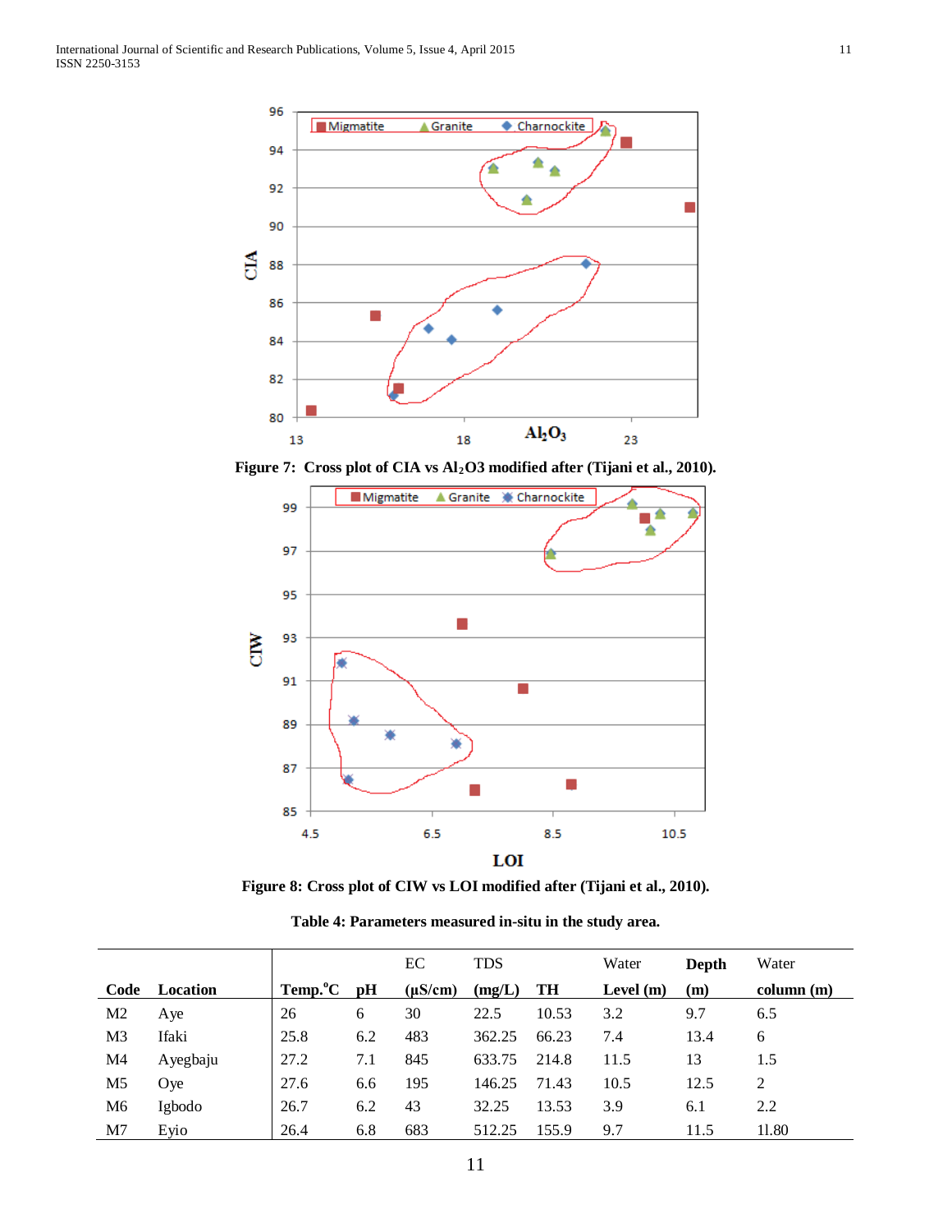Figure 7: Cross plot of CIA vs $Al_2O3$ modified after (Tijani et al., 2010).

Figure 8: Cross plot of CIW vs LOI modified after (Tijani et al., 2010).

**Table 4: Parameters measured in-situ in the study area.**

| Code | Location | Temp.°C | pH | EC (µS/cm) | TDS (mg/L) | TH | Water Level (m) | Depth (m) | Water column (m) |
|---|---|---|---|---|---|---|---|---|---|
| M2 | Aye | 26 | 6 | 30 | 22.5 | 10.53 | 3.2 | 9.7 | 6.5 |
| M3 | Ifaki | 25.8 | 6.2 | 483 | 362.25 | 66.23 | 7.4 | 13.4 | 6 |
| M4 | Ayegbaju | 27.2 | 7.1 | 845 | 633.75 | 214.8 | 11.5 | 13 | 1.5 |
| M5 | Oye | 27.6 | 6.6 | 195 | 146.25 | 71.43 | 10.5 | 12.5 | 2 |
| M6 | Igbodo | 26.7 | 6.2 | 43 | 32.25 | 13.53 | 3.9 | 6.1 | 2.2 |
| M7 | Eyio | 26.4 | 6.8 | 683 | 512.25 | 155.9 | 9.7 | 11.5 | 11.80 |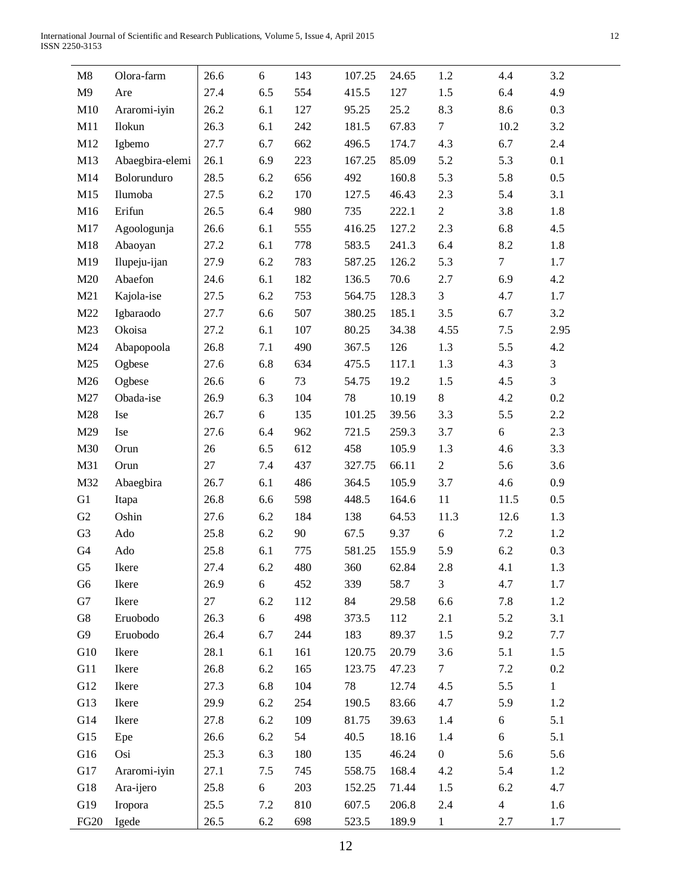| | | | | | | | | | |
|---|---|---|---|---|---|---|---|---|---|
| M8 | Olora-farm | 26.6 | 6 | 143 | 107.25 | 24.65 | 1.2 | 4.4 | 3.2 |
| M9 | Are | 27.4 | 6.5 | 554 | 415.5 | 127 | 1.5 | 6.4 | 4.9 |
| M10 | Araromi-iyin | 26.2 | 6.1 | 127 | 95.25 | 25.2 | 8.3 | 8.6 | 0.3 |
| M11 | Ilokun | 26.3 | 6.1 | 242 | 181.5 | 67.83 | 7 | 10.2 | 3.2 |
| M12 | Igbemo | 27.7 | 6.7 | 662 | 496.5 | 174.7 | 4.3 | 6.7 | 2.4 |
| M13 | Abaegbira-elemi | 26.1 | 6.9 | 223 | 167.25 | 85.09 | 5.2 | 5.3 | 0.1 |
| M14 | Bolorunduro | 28.5 | 6.2 | 656 | 492 | 160.8 | 5.3 | 5.8 | 0.5 |
| M15 | Ilumoba | 27.5 | 6.2 | 170 | 127.5 | 46.43 | 2.3 | 5.4 | 3.1 |
| M16 | Erifun | 26.5 | 6.4 | 980 | 735 | 222.1 | 2 | 3.8 | 1.8 |
| M17 | Agoologunja | 26.6 | 6.1 | 555 | 416.25 | 127.2 | 2.3 | 6.8 | 4.5 |
| M18 | Abaoyan | 27.2 | 6.1 | 778 | 583.5 | 241.3 | 6.4 | 8.2 | 1.8 |
| M19 | Ilupeju-ijan | 27.9 | 6.2 | 783 | 587.25 | 126.2 | 5.3 | 7 | 1.7 |
| M20 | Abaefon | 24.6 | 6.1 | 182 | 136.5 | 70.6 | 2.7 | 6.9 | 4.2 |
| M21 | Kajola-ise | 27.5 | 6.2 | 753 | 564.75 | 128.3 | 3 | 4.7 | 1.7 |
| M22 | Igbaraodo | 27.7 | 6.6 | 507 | 380.25 | 185.1 | 3.5 | 6.7 | 3.2 |
| M23 | Okoisa | 27.2 | 6.1 | 107 | 80.25 | 34.38 | 4.55 | 7.5 | 2.95 |
| M24 | Abapopoola | 26.8 | 7.1 | 490 | 367.5 | 126 | 1.3 | 5.5 | 4.2 |
| M25 | Ogbese | 27.6 | 6.8 | 634 | 475.5 | 117.1 | 1.3 | 4.3 | 3 |
| M26 | Ogbese | 26.6 | 6 | 73 | 54.75 | 19.2 | 1.5 | 4.5 | 3 |
| M27 | Obada-ise | 26.9 | 6.3 | 104 | 78 | 10.19 | 8 | 4.2 | 0.2 |
| M28 | Ise | 26.7 | 6 | 135 | 101.25 | 39.56 | 3.3 | 5.5 | 2.2 |
| M29 | Ise | 27.6 | 6.4 | 962 | 721.5 | 259.3 | 3.7 | 6 | 2.3 |
| M30 | Orun | 26 | 6.5 | 612 | 458 | 105.9 | 1.3 | 4.6 | 3.3 |
| M31 | Orun | 27 | 7.4 | 437 | 327.75 | 66.11 | 2 | 5.6 | 3.6 |
| M32 | Abaegbira | 26.7 | 6.1 | 486 | 364.5 | 105.9 | 3.7 | 4.6 | 0.9 |
| G1 | Itapa | 26.8 | 6.6 | 598 | 448.5 | 164.6 | 11 | 11.5 | 0.5 |
| G2 | Oshin | 27.6 | 6.2 | 184 | 138 | 64.53 | 11.3 | 12.6 | 1.3 |
| G3 | Ado | 25.8 | 6.2 | 90 | 67.5 | 9.37 | 6 | 7.2 | 1.2 |
| G4 | Ado | 25.8 | 6.1 | 775 | 581.25 | 155.9 | 5.9 | 6.2 | 0.3 |
| G5 | Ikere | 27.4 | 6.2 | 480 | 360 | 62.84 | 2.8 | 4.1 | 1.3 |
| G6 | Ikere | 26.9 | 6 | 452 | 339 | 58.7 | 3 | 4.7 | 1.7 |
| G7 | Ikere | 27 | 6.2 | 112 | 84 | 29.58 | 6.6 | 7.8 | 1.2 |
| G8 | Eruobodo | 26.3 | 6 | 498 | 373.5 | 112 | 2.1 | 5.2 | 3.1 |
| G9 | Eruobodo | 26.4 | 6.7 | 244 | 183 | 89.37 | 1.5 | 9.2 | 7.7 |
| G10 | Ikere | 28.1 | 6.1 | 161 | 120.75 | 20.79 | 3.6 | 5.1 | 1.5 |
| G11 | Ikere | 26.8 | 6.2 | 165 | 123.75 | 47.23 | 7 | 7.2 | 0.2 |
| G12 | Ikere | 27.3 | 6.8 | 104 | 78 | 12.74 | 4.5 | 5.5 | 1 |
| G13 | Ikere | 29.9 | 6.2 | 254 | 190.5 | 83.66 | 4.7 | 5.9 | 1.2 |
| G14 | Ikere | 27.8 | 6.2 | 109 | 81.75 | 39.63 | 1.4 | 6 | 5.1 |
| G15 | Epe | 26.6 | 6.2 | 54 | 40.5 | 18.16 | 1.4 | 6 | 5.1 |
| G16 | Osi | 25.3 | 6.3 | 180 | 135 | 46.24 | 0 | 5.6 | 5.6 |
| G17 | Araromi-iyin | 27.1 | 7.5 | 745 | 558.75 | 168.4 | 4.2 | 5.4 | 1.2 |
| G18 | Ara-ijero | 25.8 | 6 | 203 | 152.25 | 71.44 | 1.5 | 6.2 | 4.7 |
| G19 | Iropora | 25.5 | 7.2 | 810 | 607.5 | 206.8 | 2.4 | 4 | 1.6 |
| FG20 | Igede | 26.5 | 6.2 | 698 | 523.5 | 189.9 | 1 | 2.7 | 1.7 |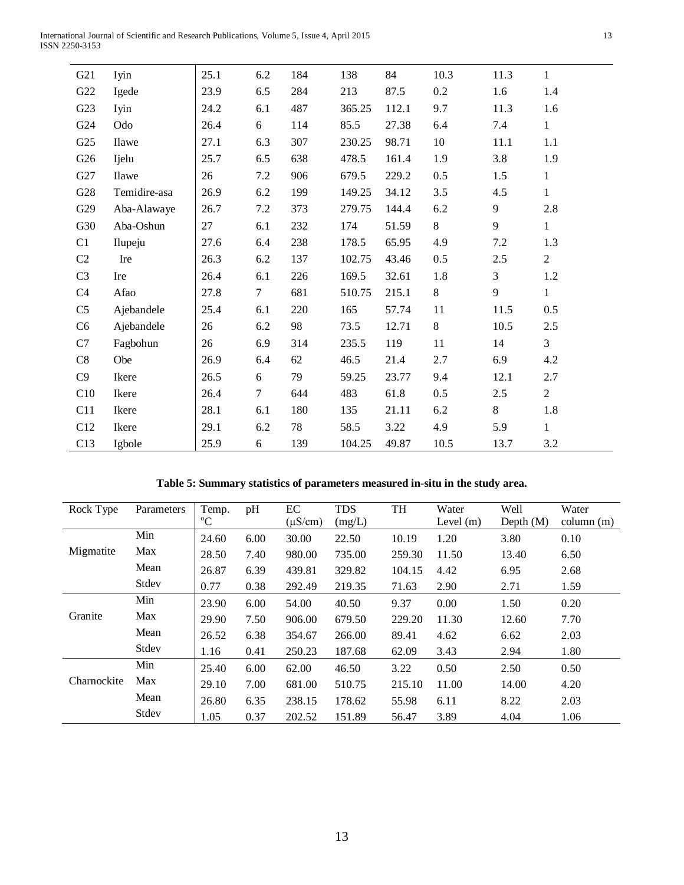| G21 | Iyin | 25.1 | 6.2 | 184 | 138 | 84 | 10.3 | 11.3 | 1 |
|---|---|---|---|---|---|---|---|---|---|
| G22 | Igede | 23.9 | 6.5 | 284 | 213 | 87.5 | 0.2 | 1.6 | 1.4 |
| G23 | Iyin | 24.2 | 6.1 | 487 | 365.25 | 112.1 | 9.7 | 11.3 | 1.6 |
| G24 | Odo | 26.4 | 6 | 114 | 85.5 | 27.38 | 6.4 | 7.4 | 1 |
| G25 | Ilawe | 27.1 | 6.3 | 307 | 230.25 | 98.71 | 10 | 11.1 | 1.1 |
| G26 | Ijelu | 25.7 | 6.5 | 638 | 478.5 | 161.4 | 1.9 | 3.8 | 1.9 |
| G27 | Ilawe | 26 | 7.2 | 906 | 679.5 | 229.2 | 0.5 | 1.5 | 1 |
| G28 | Temidire-asa | 26.9 | 6.2 | 199 | 149.25 | 34.12 | 3.5 | 4.5 | 1 |
| G29 | Aba-Alawaye | 26.7 | 7.2 | 373 | 279.75 | 144.4 | 6.2 | 9 | 2.8 |
| G30 | Aba-Oshun | 27 | 6.1 | 232 | 174 | 51.59 | 8 | 9 | 1 |
| C1 | Ilupeju | 27.6 | 6.4 | 238 | 178.5 | 65.95 | 4.9 | 7.2 | 1.3 |
| C2 | Ire | 26.3 | 6.2 | 137 | 102.75 | 43.46 | 0.5 | 2.5 | 2 |
| C3 | Ire | 26.4 | 6.1 | 226 | 169.5 | 32.61 | 1.8 | 3 | 1.2 |
| C4 | Afao | 27.8 | 7 | 681 | 510.75 | 215.1 | 8 | 9 | 1 |
| C5 | Ajebandele | 25.4 | 6.1 | 220 | 165 | 57.74 | 11 | 11.5 | 0.5 |
| C6 | Ajebandele | 26 | 6.2 | 98 | 73.5 | 12.71 | 8 | 10.5 | 2.5 |
| C7 | Fagbohun | 26 | 6.9 | 314 | 235.5 | 119 | 11 | 14 | 3 |
| C8 | Obe | 26.9 | 6.4 | 62 | 46.5 | 21.4 | 2.7 | 6.9 | 4.2 |
| C9 | Ikere | 26.5 | 6 | 79 | 59.25 | 23.77 | 9.4 | 12.1 | 2.7 |
| C10 | Ikere | 26.4 | 7 | 644 | 483 | 61.8 | 0.5 | 2.5 | 2 |
| C11 | Ikere | 28.1 | 6.1 | 180 | 135 | 21.11 | 6.2 | 8 | 1.8 |
| C12 | Ikere | 29.1 | 6.2 | 78 | 58.5 | 3.22 | 4.9 | 5.9 | 1 |
| C13 | Igbole | 25.9 | 6 | 139 | 104.25 | 49.87 | 10.5 | 13.7 | 3.2 |

**Table 5: Summary statistics of parameters measured in-situ in the study area.**

| Rock Type | Parameters | Temp. °C | pH | EC (μS/cm) | TDS (mg/L) | TH | Water Level (m) | Well Depth (M) | Water column (m) |
|---|---|---|---|---|---|---|---|---|---|
| Migmatite | Min | 24.60 | 6.00 | 30.00 | 22.50 | 10.19 | 1.20 | 3.80 | 0.10 |
| | Max | 28.50 | 7.40 | 980.00 | 735.00 | 259.30 | 11.50 | 13.40 | 6.50 |
| | Mean | 26.87 | 6.39 | 439.81 | 329.82 | 104.15 | 4.42 | 6.95 | 2.68 |
| | Stdev | 0.77 | 0.38 | 292.49 | 219.35 | 71.63 | 2.90 | 2.71 | 1.59 |
| Granite | Min | 23.90 | 6.00 | 54.00 | 40.50 | 9.37 | 0.00 | 1.50 | 0.20 |
| | Max | 29.90 | 7.50 | 906.00 | 679.50 | 229.20 | 11.30 | 12.60 | 7.70 |
| | Mean | 26.52 | 6.38 | 354.67 | 266.00 | 89.41 | 4.62 | 6.62 | 2.03 |
| | Stdev | 1.16 | 0.41 | 250.23 | 187.68 | 62.09 | 3.43 | 2.94 | 1.80 |
| Charnockite | Min | 25.40 | 6.00 | 62.00 | 46.50 | 3.22 | 0.50 | 2.50 | 0.50 |
| | Max | 29.10 | 7.00 | 681.00 | 510.75 | 215.10 | 11.00 | 14.00 | 4.20 |
| | Mean | 26.80 | 6.35 | 238.15 | 178.62 | 55.98 | 6.11 | 8.22 | 2.03 |
| | Stdev | 1.05 | 0.37 | 202.52 | 151.89 | 56.47 | 3.89 | 4.04 | 1.06 |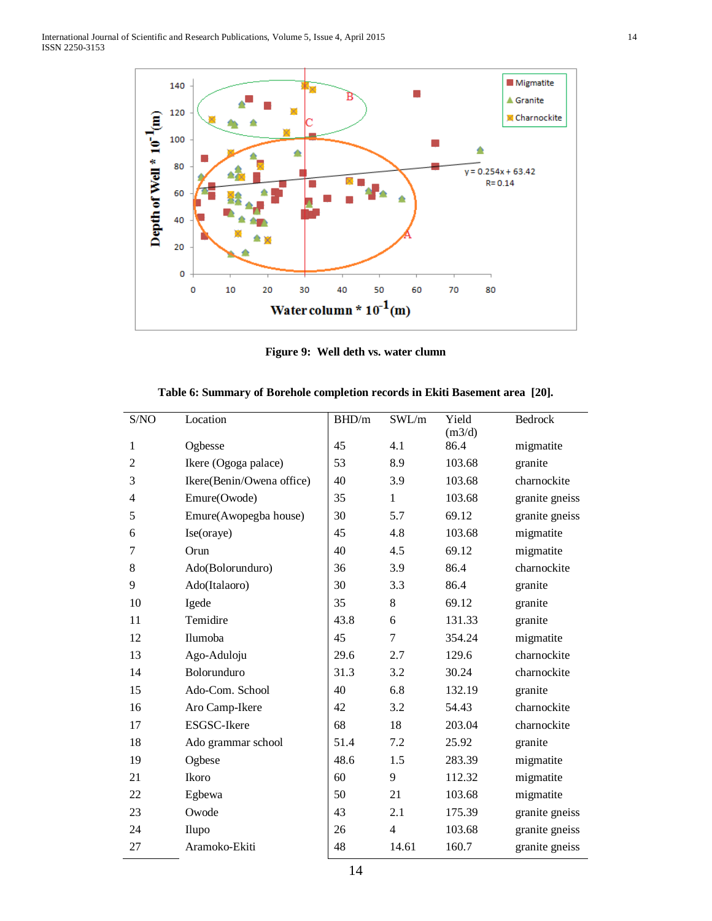**Figure 9: Well deth vs. water clumn**

**Table 6: Summary of Borehole completion records in Ekiti Basement area [20].**

| S/NO | Location | BHD/m | SWL/m | Yield (m3/d) | Bedrock |
|---|---|---|---|---|---|
| 1 | Ogbesse | 45 | 4.1 | 86.4 | migmatite |
| 2 | Ikere (Ogoga palace) | 53 | 8.9 | 103.68 | granite |
| 3 | Ikere(Benin/Owena office) | 40 | 3.9 | 103.68 | charnockite |
| 4 | Emure(Owode) | 35 | 1 | 103.68 | granite gneiss |
| 5 | Emure(Awopegba house) | 30 | 5.7 | 69.12 | granite gneiss |
| 6 | Ise(oraye) | 45 | 4.8 | 103.68 | migmatite |
| 7 | Orun | 40 | 4.5 | 69.12 | migmatite |
| 8 | Ado(Bolorunduro) | 36 | 3.9 | 86.4 | charnockite |
| 9 | Ado(Italaoro) | 30 | 3.3 | 86.4 | granite |
| 10 | Igede | 35 | 8 | 69.12 | granite |
| 11 | Temidire | 43.8 | 6 | 131.33 | granite |
| 12 | Ilumoba | 45 | 7 | 354.24 | migmatite |
| 13 | Ago-Aduloju | 29.6 | 2.7 | 129.6 | charnockite |
| 14 | Bolorunduro | 31.3 | 3.2 | 30.24 | charnockite |
| 15 | Ado-Com. School | 40 | 6.8 | 132.19 | granite |
| 16 | Aro Camp-Ikere | 42 | 3.2 | 54.43 | charnockite |
| 17 | ESGSC-Ikere | 68 | 18 | 203.04 | charnockite |
| 18 | Ado grammar school | 51.4 | 7.2 | 25.92 | granite |
| 19 | Ogbese | 48.6 | 1.5 | 283.39 | migmatite |
| 21 | Ikoro | 60 | 9 | 112.32 | migmatite |
| 22 | Egbewa | 50 | 21 | 103.68 | migmatite |
| 23 | Owode | 43 | 2.1 | 175.39 | granite gneiss |
| 24 | Ilupo | 26 | 4 | 103.68 | granite gneiss |
| 27 | Aramoko-Ekiti | 48 | 14.61 | 160.7 | granite gneiss |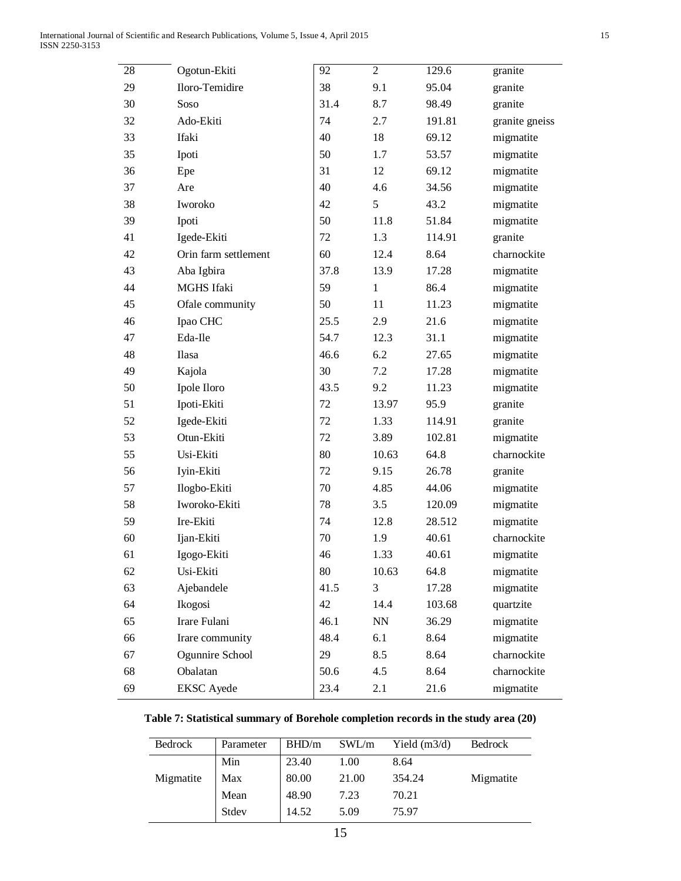| | | | | | |
|---|---|---|---|---|---|
| 28 | Ogotun-Ekiti | 92 | 2 | 129.6 | granite |
| 29 | Iloro-Temidire | 38 | 9.1 | 95.04 | granite |
| 30 | Soso | 31.4 | 8.7 | 98.49 | granite |
| 32 | Ado-Ekiti | 74 | 2.7 | 191.81 | granite gneiss |
| 33 | Ifaki | 40 | 18 | 69.12 | migmatite |
| 35 | Ipoti | 50 | 1.7 | 53.57 | migmatite |
| 36 | Epe | 31 | 12 | 69.12 | migmatite |
| 37 | Are | 40 | 4.6 | 34.56 | migmatite |
| 38 | Iworoko | 42 | 5 | 43.2 | migmatite |
| 39 | Ipoti | 50 | 11.8 | 51.84 | migmatite |
| 41 | Igede-Ekiti | 72 | 1.3 | 114.91 | granite |
| 42 | Orin farm settlement | 60 | 12.4 | 8.64 | charnockite |
| 43 | Aba Igbira | 37.8 | 13.9 | 17.28 | migmatite |
| 44 | MGHS Ifaki | 59 | 1 | 86.4 | migmatite |
| 45 | Ofale community | 50 | 11 | 11.23 | migmatite |
| 46 | Ipao CHC | 25.5 | 2.9 | 21.6 | migmatite |
| 47 | Eda-Ile | 54.7 | 12.3 | 31.1 | migmatite |
| 48 | Ilasa | 46.6 | 6.2 | 27.65 | migmatite |
| 49 | Kajola | 30 | 7.2 | 17.28 | migmatite |
| 50 | Ipole Iloro | 43.5 | 9.2 | 11.23 | migmatite |
| 51 | Ipoti-Ekiti | 72 | 13.97 | 95.9 | granite |
| 52 | Igede-Ekiti | 72 | 1.33 | 114.91 | granite |
| 53 | Otun-Ekiti | 72 | 3.89 | 102.81 | migmatite |
| 55 | Usi-Ekiti | 80 | 10.63 | 64.8 | charnockite |
| 56 | Iyin-Ekiti | 72 | 9.15 | 26.78 | granite |
| 57 | Ilogbo-Ekiti | 70 | 4.85 | 44.06 | migmatite |
| 58 | Iworoko-Ekiti | 78 | 3.5 | 120.09 | migmatite |
| 59 | Ire-Ekiti | 74 | 12.8 | 28.512 | migmatite |
| 60 | Ijan-Ekiti | 70 | 1.9 | 40.61 | charnockite |
| 61 | Igogo-Ekiti | 46 | 1.33 | 40.61 | migmatite |
| 62 | Usi-Ekiti | 80 | 10.63 | 64.8 | migmatite |
| 63 | Ajebandele | 41.5 | 3 | 17.28 | migmatite |
| 64 | Ikogosi | 42 | 14.4 | 103.68 | quartzite |
| 65 | Irare Fulani | 46.1 | NN | 36.29 | migmatite |
| 66 | Irare community | 48.4 | 6.1 | 8.64 | migmatite |
| 67 | Ogunnire School | 29 | 8.5 | 8.64 | charnockite |
| 68 | Obalatan | 50.6 | 4.5 | 8.64 | charnockite |
| 69 | EKSC Ayede | 23.4 | 2.1 | 21.6 | migmatite |

**Table 7: Statistical summary of Borehole completion records in the study area (20)**

| Bedrock | Parameter | BHD/m | SWL/m | Yield (m3/d) | Bedrock |
|---|---|---|---|---|---|
| Migmatite | Min | 23.40 | 1.00 | 8.64 | Migmatite |
| | Max | 80.00 | 21.00 | 354.24 | |
| | Mean | 48.90 | 7.23 | 70.21 | |
| | Stdev | 14.52 | 5.09 | 75.97 | |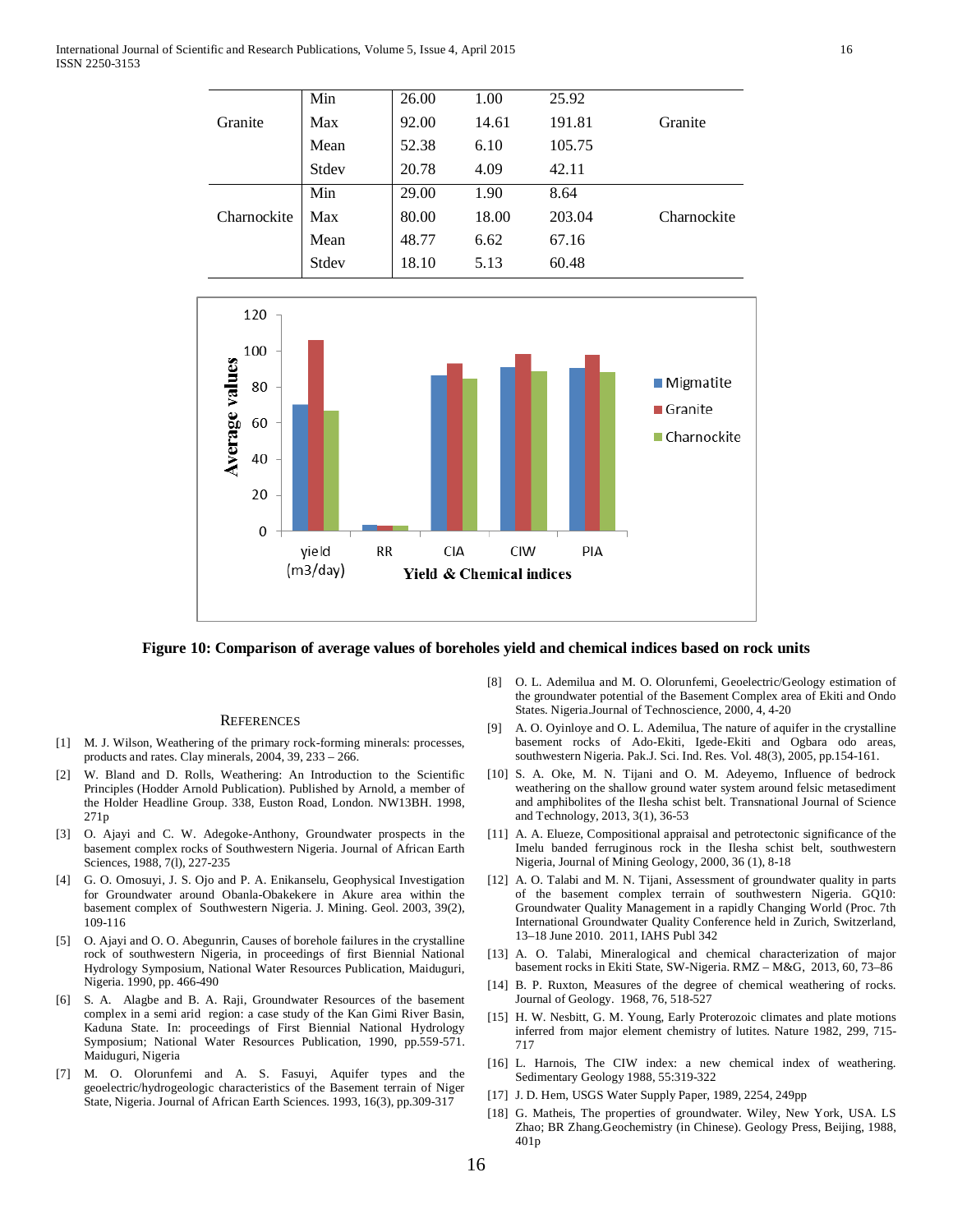| | | | | | |
|---|---|---|---|---|---|
| Granite | Min | 26.00 | 1.00 | 25.92 | Granite |
| | Max | 92.00 | 14.61 | 191.81 | |
| | Mean | 52.38 | 6.10 | 105.75 | |
| | Stdev | 20.78 | 4.09 | 42.11 | |
| Charnockite | Min | 29.00 | 1.90 | 8.64 | Charnockite |
| | Max | 80.00 | 18.00 | 203.04 | |
| | Mean | 48.77 | 6.62 | 67.16 | |
| | Stdev | 18.10 | 5.13 | 60.48 | |

**Figure 10: Comparison of average values of boreholes yield and chemical indices based on rock units**

## References

[1] M. J. Wilson, Weathering of the primary rock-forming minerals: processes, products and rates. Clay minerals, 2004, 39, 233 – 266.

[2] W. Bland and D. Rolls, Weathering: An Introduction to the Scientific Principles (Hodder Arnold Publication). Published by Arnold, a member of the Holder Headline Group. 338, Euston Road, London. NW13BH. 1998, 271p

[3] O. Ajayi and C. W. Adegoke-Anthony, Groundwater prospects in the basement complex rocks of Southwestern Nigeria. Journal of African Earth Sciences, 1988, 7(l), 227-235

[4] G. O. Omosuyi, J. S. Ojo and P. A. Enikanselu, Geophysical Investigation for Groundwater around Obanla-Obakekere in Akure area within the basement complex of Southwestern Nigeria. J. Mining. Geol. 2003, 39(2), 109-116

[5] O. Ajayi and O. O. Abegunrin, Causes of borehole failures in the crystalline rock of southwestern Nigeria, in proceedings of first Biennial National Hydrology Symposium, National Water Resources Publication, Maiduguri, Nigeria. 1990, pp. 466-490

[6] S. A. Alagbe and B. A. Raji, Groundwater Resources of the basement complex in a semi arid region: a case study of the Kan Gimi River Basin, Kaduna State. In: proceedings of First Biennial National Hydrology Symposium; National Water Resources Publication, 1990, pp.559-571. Maiduguri, Nigeria

[7] M. O. Olorunfemi and A. S. Fasuyi, Aquifer types and the geoelectric/hydrogeologic characteristics of the Basement terrain of Niger State, Nigeria. Journal of African Earth Sciences. 1993, 16(3), pp.309-317

[8] O. L. Ademilua and M. O. Olorunfemi, Geoelectric/Geology estimation of the groundwater potential of the Basement Complex area of Ekiti and Ondo States. Nigeria.Journal of Technoscience, 2000, 4, 4-20

[9] A. O. Oyinloye and O. L. Ademilua, The nature of aquifer in the crystalline basement rocks of Ado-Ekiti, Igede-Ekiti and Ogbara odo areas, southwestern Nigeria. Pak.J. Sci. Ind. Res. Vol. 48(3), 2005, pp.154-161.

[10] S. A. Oke, M. N. Tijani and O. M. Adeyemo, Influence of bedrock weathering on the shallow ground water system around felsic metasediment and amphibolites of the Ilesha schist belt. Transnational Journal of Science and Technology, 2013, 3(1), 36-53

[11] A. A. Elueze, Compositional appraisal and petrotectonic significance of the Imelu banded ferruginous rock in the Ilesha schist belt, southwestern Nigeria, Journal of Mining Geology, 2000, 36 (1), 8-18

[12] A. O. Talabi and M. N. Tijani, Assessment of groundwater quality in parts of the basement complex terrain of southwestern Nigeria. GQ10: Groundwater Quality Management in a rapidly Changing World (Proc. 7th International Groundwater Quality Conference held in Zurich, Switzerland, 13–18 June 2010. 2011, IAHS Publ 342

[13] A. O. Talabi, Mineralogical and chemical characterization of major basement rocks in Ekiti State, SW-Nigeria. RMZ – M&G, 2013, 60, 73–86

[14] B. P. Ruxton, Measures of the degree of chemical weathering of rocks. Journal of Geology. 1968, 76, 518-527

[15] H. W. Nesbitt, G. M. Young, Early Proterozoic climates and plate motions inferred from major element chemistry of lutites. Nature 1982, 299, 715-717

[16] L. Harnois, The CIW index: a new chemical index of weathering. Sedimentary Geology 1988, 55:319-322

[17] J. D. Hem, USGS Water Supply Paper, 1989, 2254, 249pp

[18] G. Matheis, The properties of groundwater. Wiley, New York, USA. LS Zhao; BR Zhang.Geochemistry (in Chinese). Geology Press, Beijing, 1988, 401p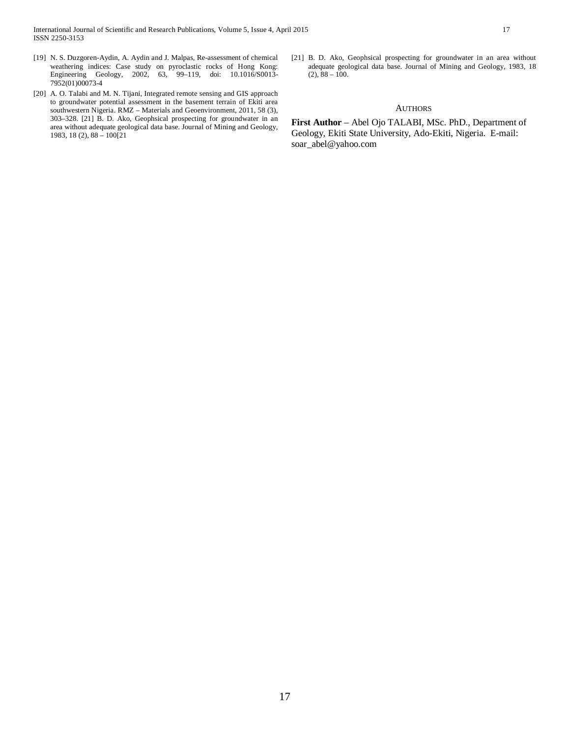[19] N. S. Duzgoren-Aydin, A. Aydin and J. Malpas, Re-assessment of chemical weathering indices: Case study on pyroclastic rocks of Hong Kong: Engineering Geology, 2002, 63, 99–119, doi: 10.1016/S0013-7952(01)00073-4

[20] A. O. Talabi and M. N. Tijani, Integrated remote sensing and GIS approach to groundwater potential assessment in the basement terrain of Ekiti area southwestern Nigeria. RMZ – Materials and Geoenvironment, 2011, 58 (3), 303–328. [21] B. D. Ako, Geophsical prospecting for groundwater in an area without adequate geological data base. Journal of Mining and Geology, 1983, 18 (2), 88 – 100[21

[21] B. D. Ako, Geophsical prospecting for groundwater in an area without adequate geological data base. Journal of Mining and Geology, 1983, 18 (2), 88 – 100.

## AUTHORS

**First Author** – Abel Ojo TALABI, MSc. PhD., Department of Geology, Ekiti State University, Ado-Ekiti, Nigeria. E-mail: soar_abel@yahoo.com